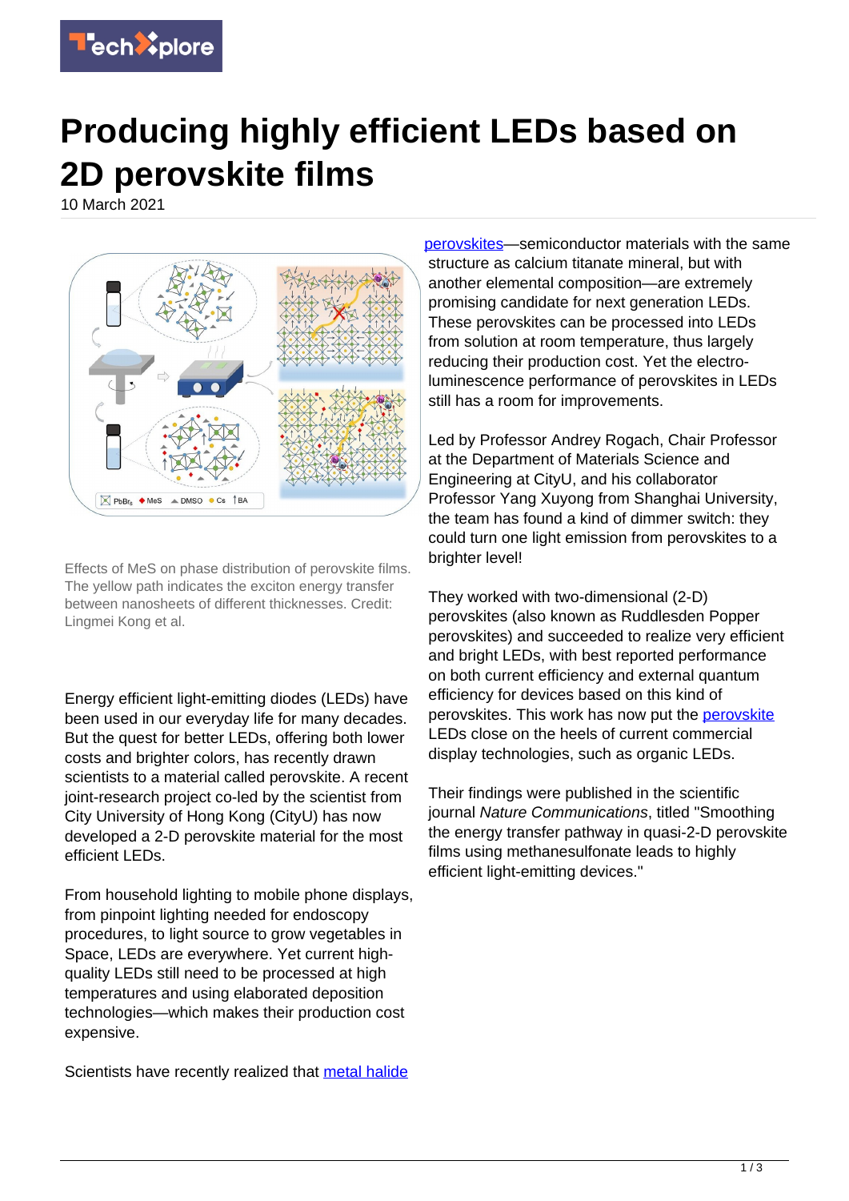# Producing highly efficient LEDs based on 2D perovskite films

10 March 2021

Effects of MeS on phase distribution of perovskite films. The yellow path indicates the exciton energy transfer between nanosheets of different thicknesses. Credit: Lingmei Kong et al.

Energy efficient light-emitting diodes (LEDs) have been used in our everyday life for many decades. But the quest for better LEDs, offering both lower costs and brighter colors, has recently drawn scientists to a material called perovskite. A recent joint-research project co-led by the scientist from City University of Hong Kong (CityU) has now developed a 2-D perovskite material for the most efficient LEDs.

From household lighting to mobile phone displays, from pinpoint lighting needed for endoscopy procedures, to light source to grow vegetables in Space, LEDs are everywhere. Yet current high-quality LEDs still need to be processed at high temperatures and using elaborated deposition technologies—which makes their production cost expensive.

Scientists have recently realized that metal halide perovskites—semiconductor materials with the same structure as calcium titanate mineral, but with another elemental composition—are extremely promising candidate for next generation LEDs. These perovskites can be processed into LEDs from solution at room temperature, thus largely reducing their production cost. Yet the electro-luminescence performance of perovskites in LEDs still has a room for improvements.

Led by Professor Andrey Rogach, Chair Professor at the Department of Materials Science and Engineering at CityU, and his collaborator Professor Yang Xuyong from Shanghai University, the team has found a kind of dimmer switch: they could turn one light emission from perovskites to a brighter level!

They worked with two-dimensional (2-D) perovskites (also known as Ruddlesden Popper perovskites) and succeeded to realize very efficient and bright LEDs, with best reported performance on both current efficiency and external quantum efficiency for devices based on this kind of perovskites. This work has now put the perovskite LEDs close on the heels of current commercial display technologies, such as organic LEDs.

Their findings were published in the scientific journal *Nature Communications*, titled "Smoothing the energy transfer pathway in quasi-2-D perovskite films using methanesulfonate leads to highly efficient light-emitting devices."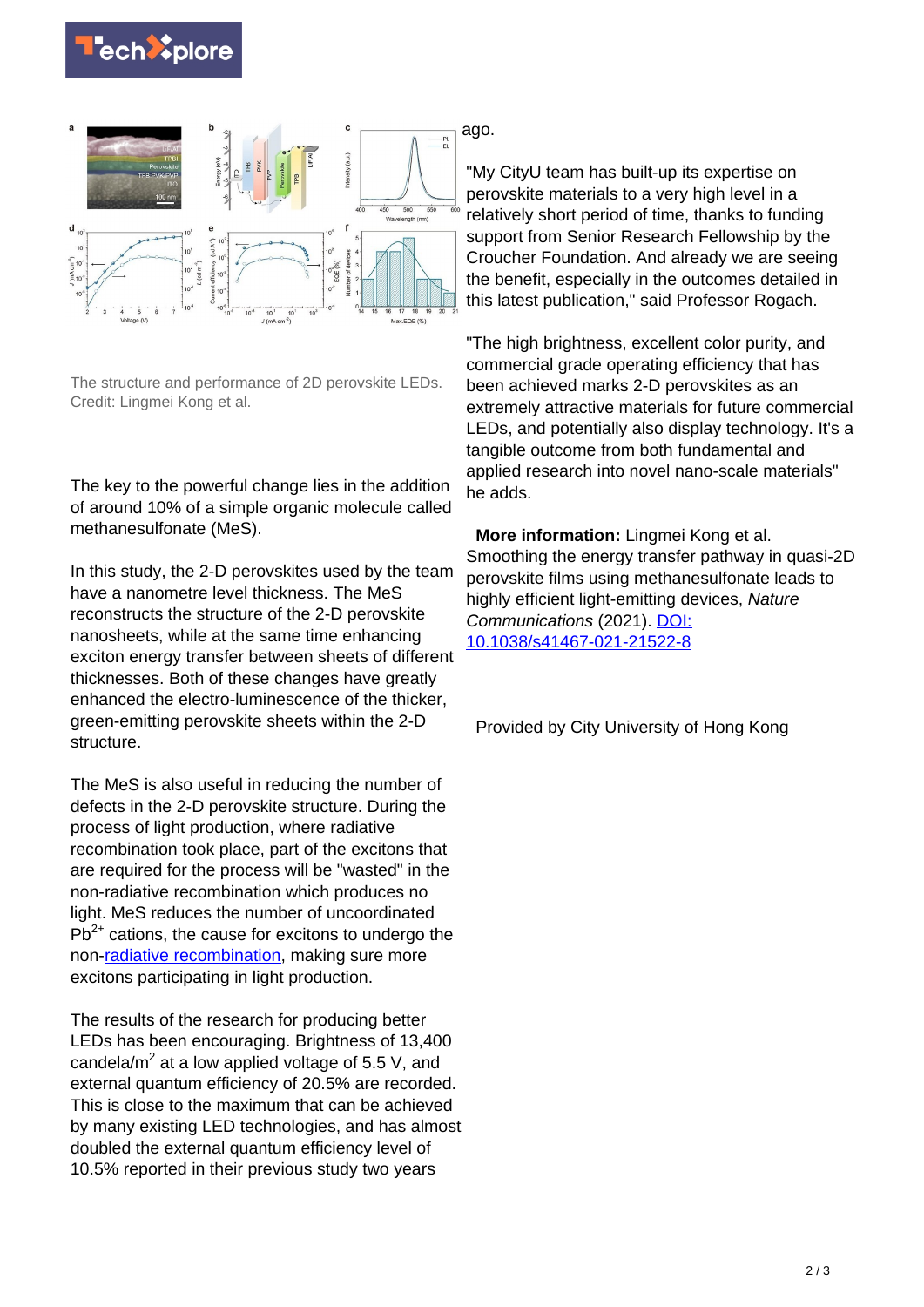The structure and performance of 2D perovskite LEDs. Credit: Lingmei Kong et al.

The key to the powerful change lies in the addition of around 10% of a simple organic molecule called methanesulfonate (MeS).

In this study, the 2-D perovskites used by the team have a nanometre level thickness. The MeS reconstructs the structure of the 2-D perovskite nanosheets, while at the same time enhancing exciton energy transfer between sheets of different thicknesses. Both of these changes have greatly enhanced the electro-luminescence of the thicker, green-emitting perovskite sheets within the 2-D structure.

The MeS is also useful in reducing the number of defects in the 2-D perovskite structure. During the process of light production, where radiative recombination took place, part of the excitons that are required for the process will be "wasted" in the non-radiative recombination which produces no light. MeS reduces the number of uncoordinated $Pb^{2+}$ cations, the cause for excitons to undergo the non-radiative recombination, making sure more excitons participating in light production.

The results of the research for producing better LEDs has been encouraging. Brightness of 13,400 candela/$m^2$ at a low applied voltage of 5.5 V, and external quantum efficiency of 20.5% are recorded. This is close to the maximum that can be achieved by many existing LED technologies, and has almost doubled the external quantum efficiency level of 10.5% reported in their previous study two years ago.

"My CityU team has built-up its expertise on perovskite materials to a very high level in a relatively short period of time, thanks to funding support from Senior Research Fellowship by the Croucher Foundation. And already we are seeing the benefit, especially in the outcomes detailed in this latest publication," said Professor Rogach.

"The high brightness, excellent color purity, and commercial grade operating efficiency that has been achieved marks 2-D perovskites as an extremely attractive materials for future commercial LEDs, and potentially also display technology. It's a tangible outcome from both fundamental and applied research into novel nano-scale materials" he adds.

**More information:** Lingmei Kong et al. Smoothing the energy transfer pathway in quasi-2D perovskite films using methanesulfonate leads to highly efficient light-emitting devices, *Nature Communications* (2021). DOI: 10.1038/s41467-021-21522-8

Provided by City University of Hong Kong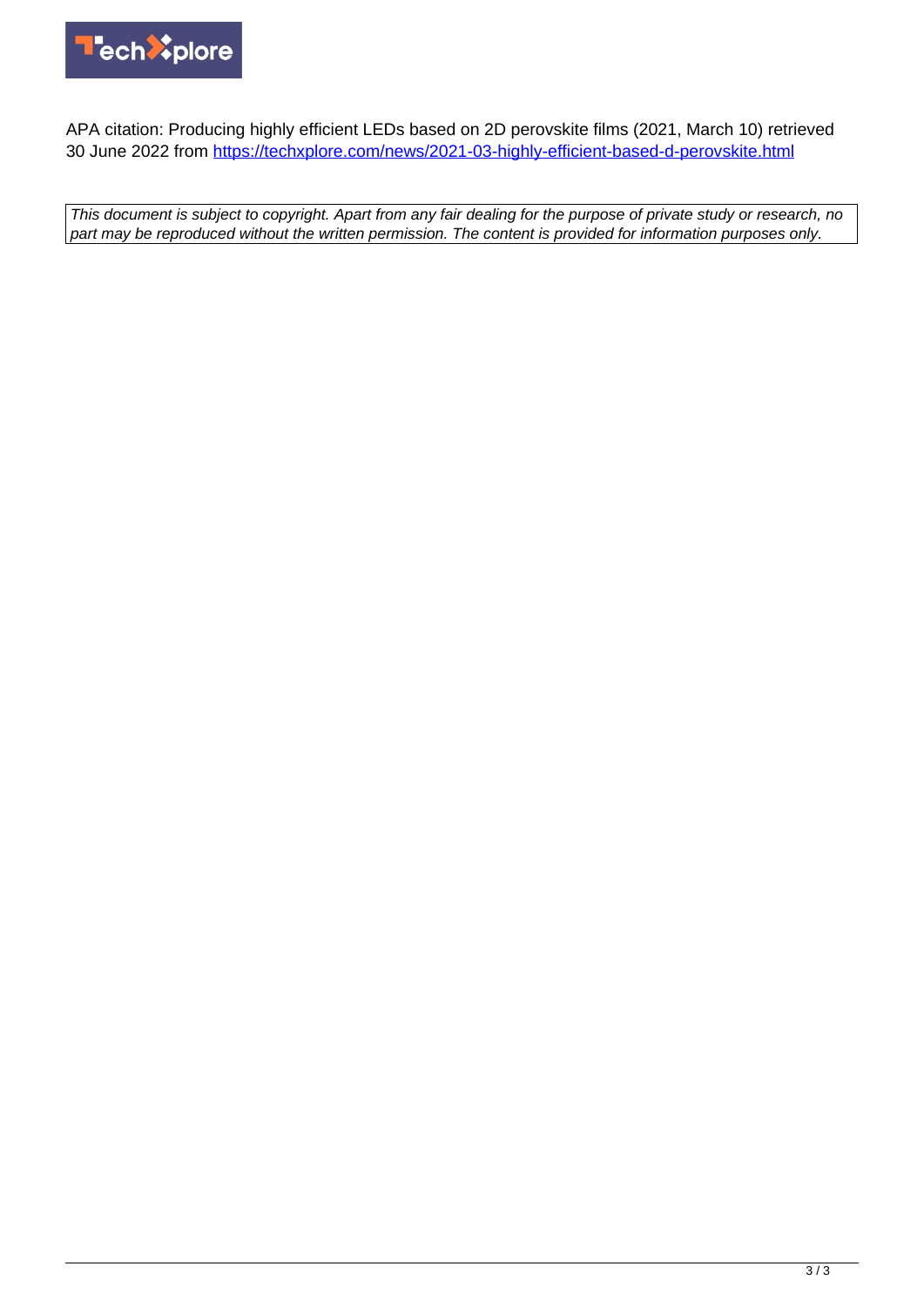APA citation: Producing highly efficient LEDs based on 2D perovskite films (2021, March 10) retrieved 30 June 2022 from https://techxplore.com/news/2021-03-highly-efficient-based-d-perovskite.html

*This document is subject to copyright. Apart from any fair dealing for the purpose of private study or research, no part may be reproduced without the written permission. The content is provided for information purposes only.*